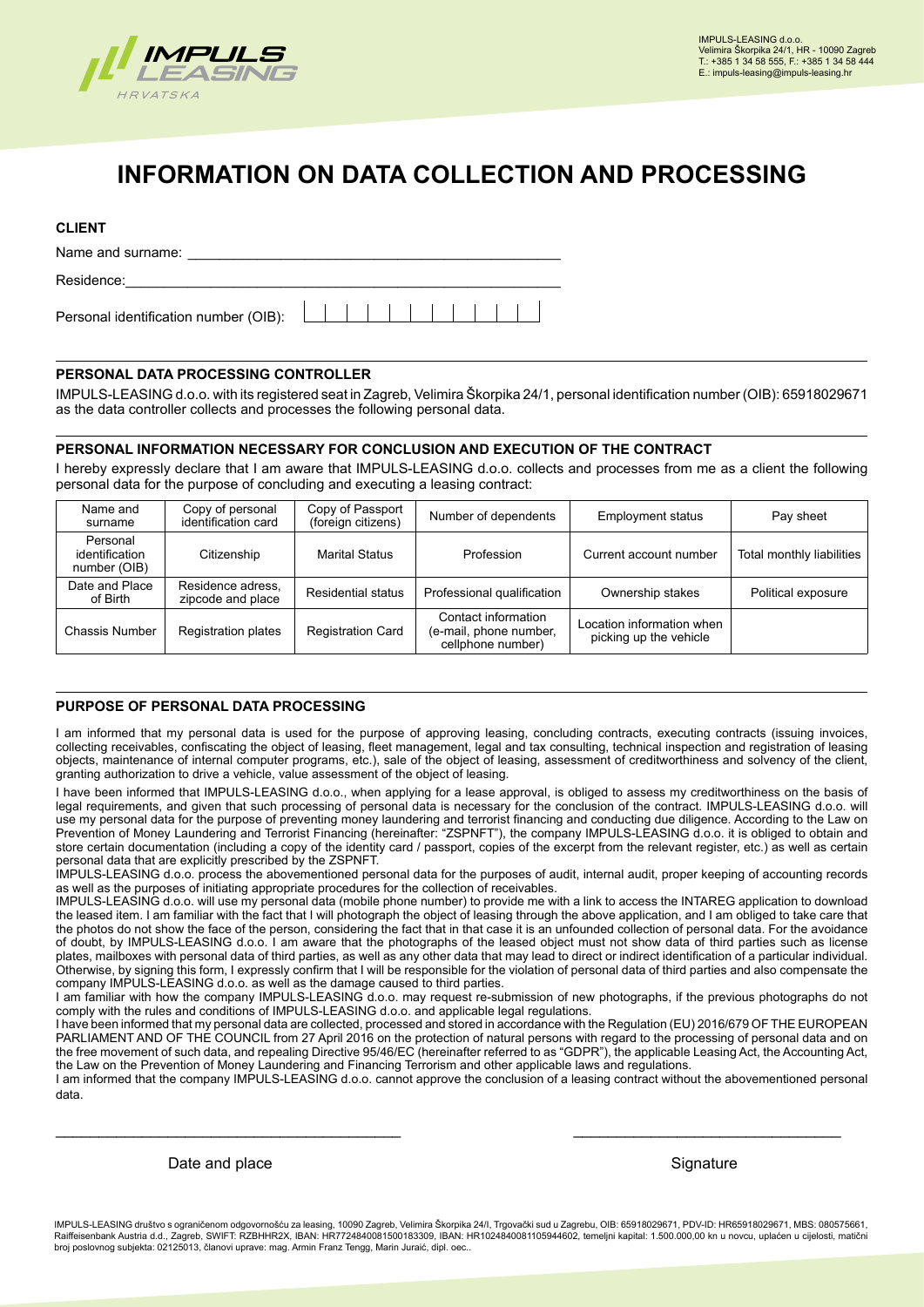IMPULS-LEASING d.o.o.
Velimira Škorpika 24/1, HR - 10090 Zagreb
T.: +385 1 34 58 555, F.: +385 1 34 58 444
E.: impuls-leasing@impuls-leasing.hr

# INFORMATION ON DATA COLLECTION AND PROCESSING

**CLIENT**

Name and surname: ______________________________________________

Residence: ______________________________________________________

Personal identification number (OIB): | | | | | | | | | | | |

## PERSONAL DATA PROCESSING CONTROLLER

IMPULS-LEASING d.o.o. with its registered seat in Zagreb, Velimira Škorpika 24/1, personal identification number (OIB): 65918029671 as the data controller collects and processes the following personal data.

## PERSONAL INFORMATION NECESSARY FOR CONCLUSION AND EXECUTION OF THE CONTRACT

I hereby expressly declare that I am aware that IMPULS-LEASING d.o.o. collects and processes from me as a client the following personal data for the purpose of concluding and executing a leasing contract:

| Name and surname | Copy of personal identification card | Copy of Passport (foreign citizens) | Number of dependents | Employment status | Pay sheet |
|---|---|---|---|---|---|
| Personal identification number (OIB) | Citizenship | Marital Status | Profession | Current account number | Total monthly liabilities |
| Date and Place of Birth | Residence adress, zipcode and place | Residential status | Professional qualification | Ownership stakes | Political exposure |
| Chassis Number | Registration plates | Registration Card | Contact information (e-mail, phone number, cellphone number) | Location information when picking up the vehicle | |

## PURPOSE OF PERSONAL DATA PROCESSING

I am informed that my personal data is used for the purpose of approving leasing, concluding contracts, executing contracts (issuing invoices, collecting receivables, confiscating the object of leasing, fleet management, legal and tax consulting, technical inspection and registration of leasing objects, maintenance of internal computer programs, etc.), sale of the object of leasing, assessment of creditworthiness and solvency of the client, granting authorization to drive a vehicle, value assessment of the object of leasing.

I have been informed that IMPULS-LEASING d.o.o., when applying for a lease approval, is obliged to assess my creditworthiness on the basis of legal requirements, and given that such processing of personal data is necessary for the conclusion of the contract. IMPULS-LEASING d.o.o. will use my personal data for the purpose of preventing money laundering and terrorist financing and conducting due diligence. According to the Law on Prevention of Money Laundering and Terrorist Financing (hereinafter: "ZSPNFT"), the company IMPULS-LEASING d.o.o. it is obliged to obtain and store certain documentation (including a copy of the identity card / passport, copies of the excerpt from the relevant register, etc.) as well as certain personal data that are explicitly prescribed by the ZSPNFT.

IMPULS-LEASING d.o.o. process the abovementioned personal data for the purposes of audit, internal audit, proper keeping of accounting records as well as the purposes of initiating appropriate procedures for the collection of receivables.

IMPULS-LEASING d.o.o. will use my personal data (mobile phone number) to provide me with a link to access the INTAREG application to download the leased item. I am familiar with the fact that I will photograph the object of leasing through the above application, and I am obliged to take care that the photos do not show the face of the person, considering the fact that in that case it is an unfounded collection of personal data. For the avoidance of doubt, by IMPULS-LEASING d.o.o. I am aware that the photographs of the leased object must not show data of third parties such as license plates, mailboxes with personal data of third parties, as well as any other data that may lead to direct or indirect identification of a particular individual. Otherwise, by signing this form, I expressly confirm that I will be responsible for the violation of personal data of third parties and also compensate the company IMPULS-LEASING d.o.o. as well as the damage caused to third parties.

I am familiar with how the company IMPULS-LEASING d.o.o. may request re-submission of new photographs, if the previous photographs do not comply with the rules and conditions of IMPULS-LEASING d.o.o. and applicable legal regulations.

I have been informed that my personal data are collected, processed and stored in accordance with the Regulation (EU) 2016/679 OF THE EUROPEAN PARLIAMENT AND OF THE COUNCIL from 27 April 2016 on the protection of natural persons with regard to the processing of personal data and on the free movement of such data, and repealing Directive 95/46/EC (hereinafter referred to as "GDPR"), the applicable Leasing Act, the Accounting Act, the Law on the Prevention of Money Laundering and Financing Terrorism and other applicable laws and regulations.

I am informed that the company IMPULS-LEASING d.o.o. cannot approve the conclusion of a leasing contract without the abovementioned personal data.

______________________________ &nbsp;&nbsp;&nbsp;&nbsp;&nbsp;&nbsp;&nbsp;&nbsp; ______________________________

Date and place &nbsp;&nbsp;&nbsp;&nbsp;&nbsp;&nbsp;&nbsp;&nbsp;&nbsp;&nbsp;&nbsp;&nbsp;&nbsp;&nbsp;&nbsp;&nbsp;&nbsp;&nbsp;&nbsp;&nbsp;&nbsp;&nbsp;&nbsp;&nbsp;&nbsp;&nbsp;&nbsp;&nbsp;&nbsp; Signature

IMPULS-LEASING društvo s ograničenom odgovornošću za leasing, 10090 Zagreb, Velimira Škorpika 24/I, Trgovački sud u Zagrebu, OIB: 65918029671, PDV-ID: HR65918029671, MBS: 080575661, Raiffeisenbank Austria d.d., Zagreb, SWIFT: RZBHHR2X, IBAN: HR7724840081500183309, IBAN: HR1024840081105944602, temeljni kapital: 1.500.000,00 kn u novcu, uplaćen u cijelosti, matični broj poslovnog subjekta: 02125013, članovi uprave: mag. Armin Franz Tengg, Marin Juraić, dipl. oec..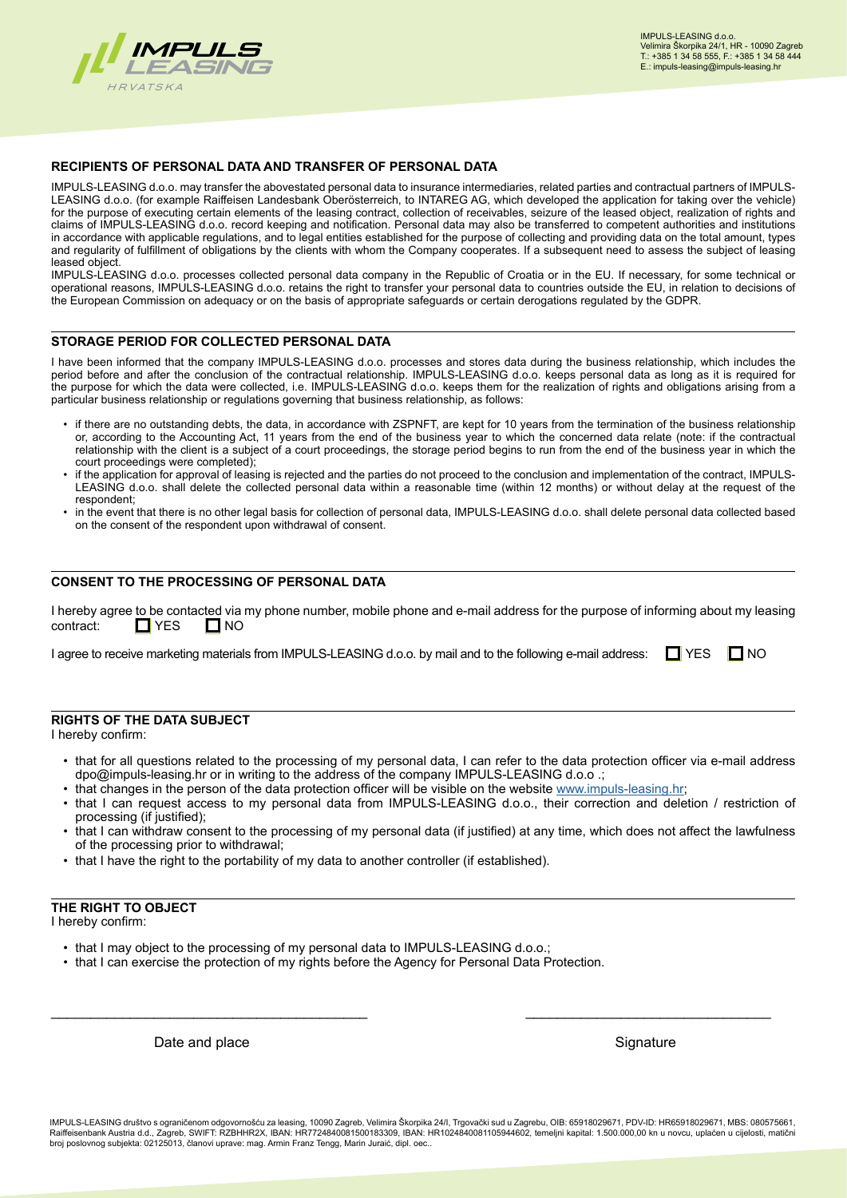## RECIPIENTS OF PERSONAL DATA AND TRANSFER OF PERSONAL DATA

IMPULS-LEASING d.o.o. may transfer the abovestated personal data to insurance intermediaries, related parties and contractual partners of IMPULS-LEASING d.o.o. (for example Raiffeisen Landesbank Oberösterreich, to INTAREG AG, which developed the application for taking over the vehicle) for the purpose of executing certain elements of the leasing contract, collection of receivables, seizure of the leased object, realization of rights and claims of IMPULS-LEASING d.o.o. record keeping and notification. Personal data may also be transferred to competent authorities and institutions in accordance with applicable regulations, and to legal entities established for the purpose of collecting and providing data on the total amount, types and regularity of fulfillment of obligations by the clients with whom the Company cooperates. If a subsequent need to assess the subject of leasing leased object.

IMPULS-LEASING d.o.o. processes collected personal data company in the Republic of Croatia or in the EU. If necessary, for some technical or operational reasons, IMPULS-LEASING d.o.o. retains the right to transfer your personal data to countries outside the EU, in relation to decisions of the European Commission on adequacy or on the basis of appropriate safeguards or certain derogations regulated by the GDPR.

## STORAGE PERIOD FOR COLLECTED PERSONAL DATA

I have been informed that the company IMPULS-LEASING d.o.o. processes and stores data during the business relationship, which includes the period before and after the conclusion of the contractual relationship. IMPULS-LEASING d.o.o. keeps personal data as long as it is required for the purpose for which the data were collected, i.e. IMPULS-LEASING d.o.o. keeps them for the realization of rights and obligations arising from a particular business relationship or regulations governing that business relationship, as follows:

- if there are no outstanding debts, the data, in accordance with ZSPNFT, are kept for 10 years from the termination of the business relationship or, according to the Accounting Act, 11 years from the end of the business year to which the concerned data relate (note: if the contractual relationship with the client is a subject of a court proceedings, the storage period begins to run from the end of the business year in which the court proceedings were completed);
- if the application for approval of leasing is rejected and the parties do not proceed to the conclusion and implementation of the contract, IMPULS-LEASING d.o.o. shall delete the collected personal data within a reasonable time (within 12 months) or without delay at the request of the respondent;
- in the event that there is no other legal basis for collection of personal data, IMPULS-LEASING d.o.o. shall delete personal data collected based on the consent of the respondent upon withdrawal of consent.

## CONSENT TO THE PROCESSING OF PERSONAL DATA

I hereby agree to be contacted via my phone number, mobile phone and e-mail address for the purpose of informing about my leasing contract: ☐ YES ☐ NO

I agree to receive marketing materials from IMPULS-LEASING d.o.o. by mail and to the following e-mail address: ☐ YES ☐ NO

## RIGHTS OF THE DATA SUBJECT

I hereby confirm:

- that for all questions related to the processing of my personal data, I can refer to the data protection officer via e-mail address dpo@impuls-leasing.hr or in writing to the address of the company IMPULS-LEASING d.o.o .;
- that changes in the person of the data protection officer will be visible on the website www.impuls-leasing.hr;
- that I can request access to my personal data from IMPULS-LEASING d.o.o., their correction and deletion / restriction of processing (if justified);
- that I can withdraw consent to the processing of my personal data (if justified) at any time, which does not affect the lawfulness of the processing prior to withdrawal;
- that I have the right to the portability of my data to another controller (if established).

## THE RIGHT TO OBJECT

I hereby confirm:

- that I may object to the processing of my personal data to IMPULS-LEASING d.o.o.;
- that I can exercise the protection of my rights before the Agency for Personal Data Protection.

\_\_\_\_\_\_\_\_\_\_\_\_\_\_\_\_\_\_\_\_\_\_\_\_\_\_\_\_\_\_\_\_\_\_\_\_\_\_\_\_ \_\_\_\_\_\_\_\_\_\_\_\_\_\_\_\_\_\_\_\_\_\_\_\_\_\_\_\_\_\_\_\_

Date and place Signature

IMPULS-LEASING društvo s ograničenom odgovornošću za leasing, 10090 Zagreb, Velimira Škorpika 24/I, Trgovački sud u Zagrebu, OIB: 65918029671, PDV-ID: HR65918029671, MBS: 080575661, Raiffeisenbank Austria d.d., Zagreb, SWIFT: RZBHHR2X, IBAN: HR7724840081500183309, IBAN: HR1024840081105944602, temeljni kapital: 1.500.000,00 kn u novcu, uplaćen u cijelosti, matični broj poslovnog subjekta: 02125013, članovi uprave: mag. Armin Franz Tengg, Marin Juraić, dipl. oec..